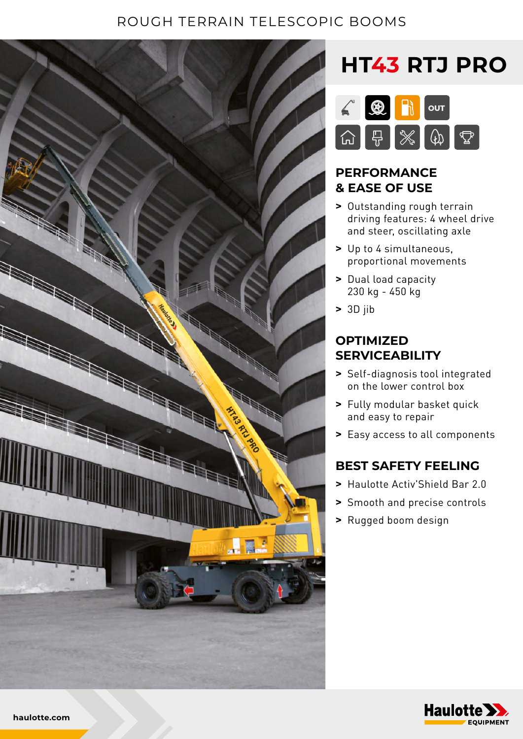ROUGH TERRAIN TELESCOPIC BOOMS

# HT43 RTJ PRO

## PERFORMANCE & EASE OF USE

- Outstanding rough terrain driving features: 4 wheel drive and steer, oscillating axle
- Up to 4 simultaneous, proportional movements
- Dual load capacity 230 kg - 450 kg
- 3D jib

## OPTIMIZED SERVICEABILITY

- Self-diagnosis tool integrated on the lower control box
- Fully modular basket quick and easy to repair
- Easy access to all components

## BEST SAFETY FEELING

- Haulotte Activ'Shield Bar 2.0
- Smooth and precise controls
- Rugged boom design

haulotte.com

Haulotte EQUIPMENT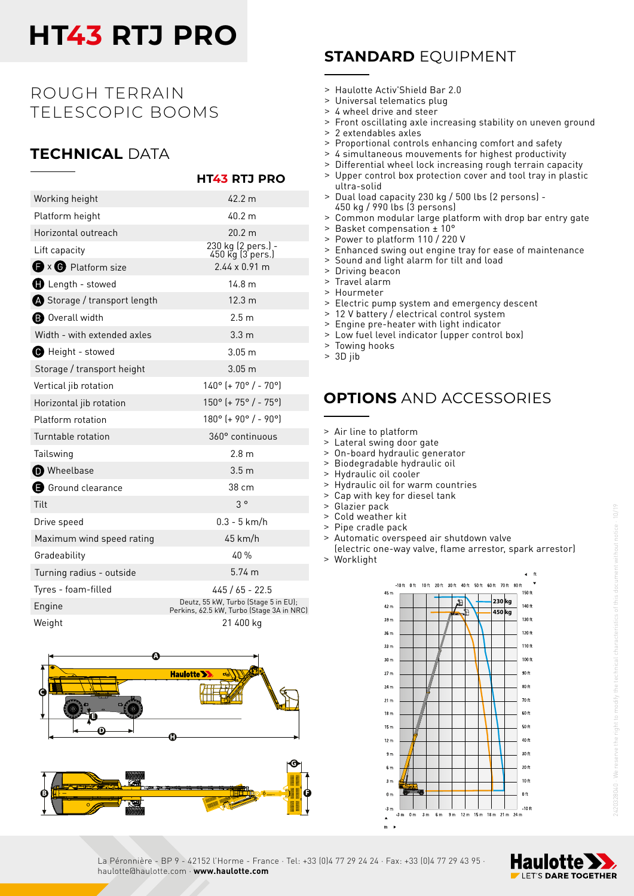# HT43 RTJ PRO

## ROUGH TERRAIN TELESCOPIC BOOMS

## TECHNICAL DATA

| | HT43 RTJ PRO |
|---|---|
| Working height | 42.2 m |
| Platform height | 40.2 m |
| Horizontal outreach | 20.2 m |
| Lift capacity | 230 kg (2 pers.) - 450 kg (3 pers.) |
| F x G Platform size | 2.44 x 0.91 m |
| H Length - stowed | 14.8 m |
| A Storage / transport length | 12.3 m |
| B Overall width | 2.5 m |
| Width - with extended axles | 3.3 m |
| C Height - stowed | 3.05 m |
| Storage / transport height | 3.05 m |
| Vertical jib rotation | 140° (+ 70° / - 70°) |
| Horizontal jib rotation | 150° (+ 75° / - 75°) |
| Platform rotation | 180° (+ 90° / - 90°) |
| Turntable rotation | 360° continuous |
| Tailswing | 2.8 m |
| D Wheelbase | 3.5 m |
| E Ground clearance | 38 cm |
| Tilt | 3 ° |
| Drive speed | 0.3 - 5 km/h |
| Maximum wind speed rating | 45 km/h |
| Gradeability | 40 % |
| Turning radius - outside | 5.74 m |
| Tyres - foam-filled | 445 / 65 - 22.5 |
| Engine | Deutz, 55 kW, Turbo (Stage 5 in EU); Perkins, 62.5 kW, Turbo (Stage 3A in NRC) |
| Weight | 21 400 kg |

A
C
E
D
H
Haulotte
G
B
F

## STANDARD EQUIPMENT

- Haulotte Activ'Shield Bar 2.0
- Universal telematics plug
- 4 wheel drive and steer
- Front oscillating axle increasing stability on uneven ground
- 2 extendables axles
- Proportional controls enhancing comfort and safety
- 4 simultaneous mouvements for highest productivity
- Differential wheel lock increasing rough terrain capacity
- Upper control box protection cover and tool tray in plastic ultra-solid
- Dual load capacity 230 kg / 500 lbs (2 persons) - 450 kg / 990 lbs (3 persons)
- Common modular large platform with drop bar entry gate
- Basket compensation ± 10°
- Power to platform 110 / 220 V
- Enhanced swing out engine tray for ease of maintenance
- Sound and light alarm for tilt and load
- Driving beacon
- Travel alarm
- Hourmeter
- Electric pump system and emergency descent
- 12 V battery / electrical control system
- Engine pre-heater with light indicator
- Low fuel level indicator (upper control box)
- Towing hooks
- 3D jib

## OPTIONS AND ACCESSORIES

- Air line to platform
- Lateral swing door gate
- On-board hydraulic generator
- Biodegradable hydraulic oil
- Hydraulic oil cooler
- Hydraulic oil for warm countries
- Cap with key for diesel tank
- Glazier pack
- Cold weather kit
- Pipe cradle pack
- Automatic overspeed air shutdown valve (electric one-way valve, flame arrestor, spark arrestor)
- Worklight

ft
-10 ft 0 ft 10 ft 20 ft 30 ft 40 ft 50 ft 60 ft 70 ft 80 ft
45 m 42 m 39 m 36 m 33 m 30 m 27 m 24 m 21 m 18 m 15 m 12 m 9 m 6 m 3 m 0 m -3 m
150 ft 140 ft 130 ft 120 ft 110 ft 100 ft 90 ft 80 ft 70 ft 60 ft 50 ft 40 ft 30 ft 20 ft 10 ft 0 ft -10 ft
230 kg
450 kg
-3 m 0 m 3 m 6 m 9 m 12 m 15 m 18 m 21 m 24 m
m

242028040 - We reserve the right to modify the technical characteristics of this document without notice - 10/19

La Péronnière - BP 9 - 42152 l'Horme - France · Tel: +33 (0)4 77 29 24 24 · Fax: +33 (0)4 77 29 43 95 · haulotte@haulotte.com · **www.haulotte.com**

Haulotte LET'S DARE TOGETHER